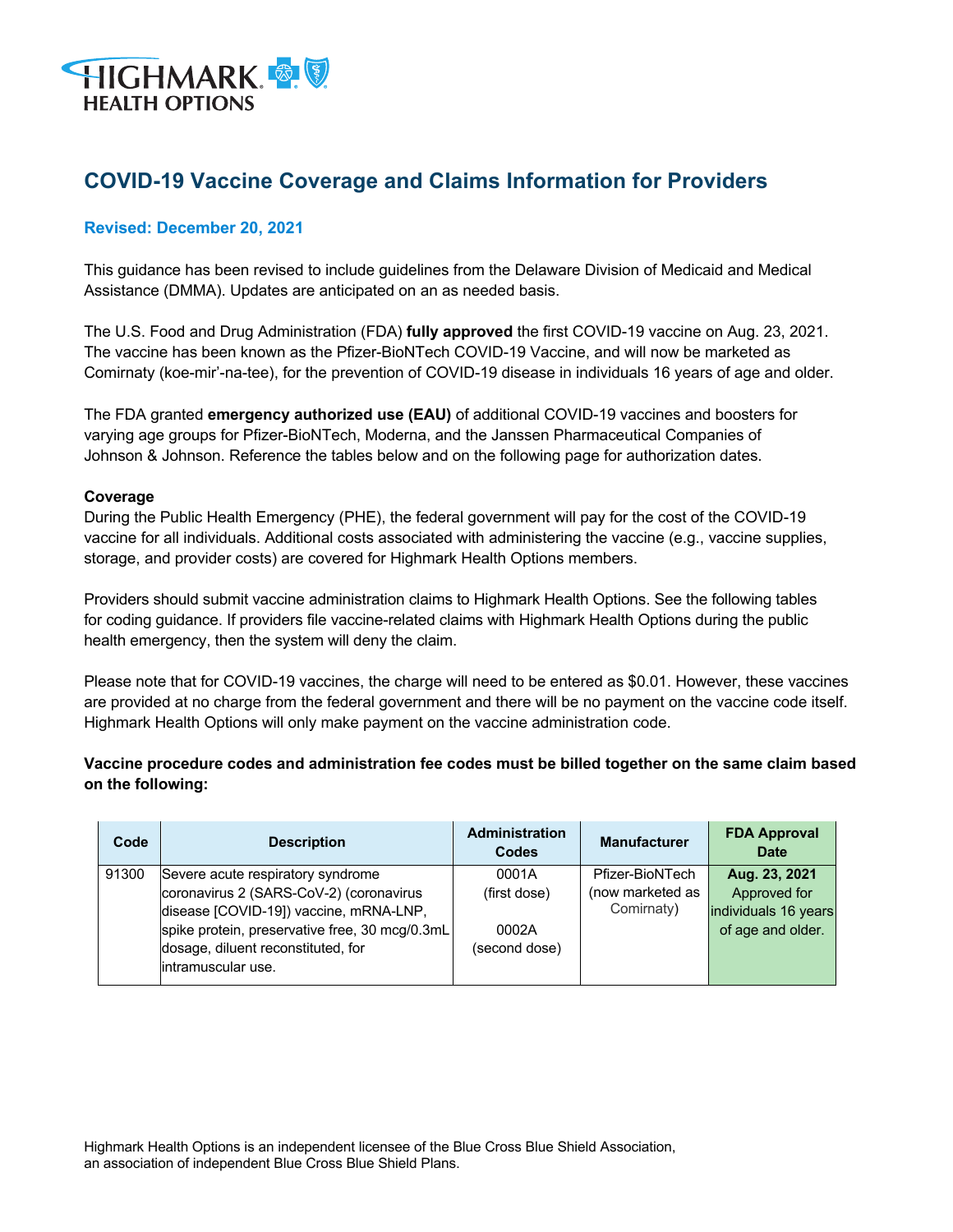# COVID-19 Vaccine Coverage and Claims Information for Providers

**Revised: December 20, 2021**

This guidance has been revised to include guidelines from the Delaware Division of Medicaid and Medical Assistance (DMMA). Updates are anticipated on an as needed basis.

The U.S. Food and Drug Administration (FDA) **fully approved** the first COVID-19 vaccine on Aug. 23, 2021. The vaccine has been known as the Pfizer-BioNTech COVID-19 Vaccine, and will now be marketed as Comirnaty (koe-mir'-na-tee), for the prevention of COVID-19 disease in individuals 16 years of age and older.

The FDA granted **emergency authorized use (EAU)** of additional COVID-19 vaccines and boosters for varying age groups for Pfizer-BioNTech, Moderna, and the Janssen Pharmaceutical Companies of Johnson & Johnson. Reference the tables below and on the following page for authorization dates.

**Coverage**

During the Public Health Emergency (PHE), the federal government will pay for the cost of the COVID-19 vaccine for all individuals. Additional costs associated with administering the vaccine (e.g., vaccine supplies, storage, and provider costs) are covered for Highmark Health Options members.

Providers should submit vaccine administration claims to Highmark Health Options. See the following tables for coding guidance. If providers file vaccine-related claims with Highmark Health Options during the public health emergency, then the system will deny the claim.

Please note that for COVID-19 vaccines, the charge will need to be entered as $0.01. However, these vaccines are provided at no charge from the federal government and there will be no payment on the vaccine code itself. Highmark Health Options will only make payment on the vaccine administration code.

**Vaccine procedure codes and administration fee codes must be billed together on the same claim based on the following:**

| Code | Description | Administration Codes | Manufacturer | FDA Approval Date |
|---|---|---|---|---|
| 91300 | Severe acute respiratory syndrome coronavirus 2 (SARS-CoV-2) (coronavirus disease [COVID-19]) vaccine, mRNA-LNP, spike protein, preservative free, 30 mcg/0.3mL dosage, diluent reconstituted, for intramuscular use. | 0001A (first dose)<br><br>0002A (second dose) | Pfizer-BioNTech (now marketed as Comirnaty) | **Aug. 23, 2021** Approved for individuals 16 years of age and older. |

Highmark Health Options is an independent licensee of the Blue Cross Blue Shield Association, an association of independent Blue Cross Blue Shield Plans.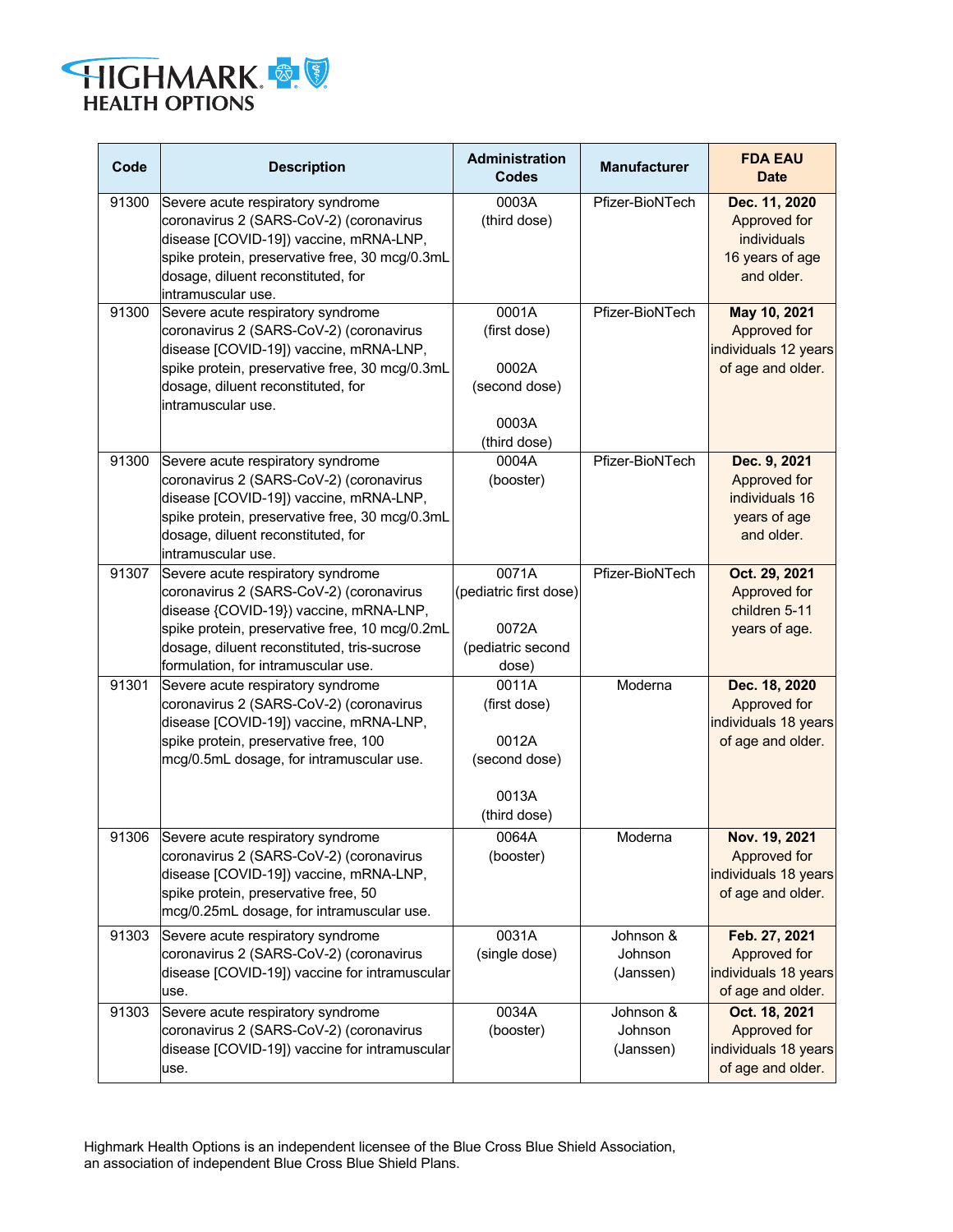| Code | Description | Administration Codes | Manufacturer | FDA EAU Date |
|---|---|---|---|---|
| 91300 | Severe acute respiratory syndrome coronavirus 2 (SARS-CoV-2) (coronavirus disease [COVID-19]) vaccine, mRNA-LNP, spike protein, preservative free, 30 mcg/0.3mL dosage, diluent reconstituted, for intramuscular use. | 0003A (third dose) | Pfizer-BioNTech | **Dec. 11, 2020** Approved for individuals 16 years of age and older. |
| 91300 | Severe acute respiratory syndrome coronavirus 2 (SARS-CoV-2) (coronavirus disease [COVID-19]) vaccine, mRNA-LNP, spike protein, preservative free, 30 mcg/0.3mL dosage, diluent reconstituted, for intramuscular use. | 0001A (first dose) 0002A (second dose) 0003A (third dose) | Pfizer-BioNTech | **May 10, 2021** Approved for individuals 12 years of age and older. |
| 91300 | Severe acute respiratory syndrome coronavirus 2 (SARS-CoV-2) (coronavirus disease [COVID-19]) vaccine, mRNA-LNP, spike protein, preservative free, 30 mcg/0.3mL dosage, diluent reconstituted, for intramuscular use. | 0004A (booster) | Pfizer-BioNTech | **Dec. 9, 2021** Approved for individuals 16 years of age and older. |
| 91307 | Severe acute respiratory syndrome coronavirus 2 (SARS-CoV-2) (coronavirus disease {COVID-19}) vaccine, mRNA-LNP, spike protein, preservative free, 10 mcg/0.2mL dosage, diluent reconstituted, tris-sucrose formulation, for intramuscular use. | 0071A (pediatric first dose) 0072A (pediatric second dose) | Pfizer-BioNTech | **Oct. 29, 2021** Approved for children 5-11 years of age. |
| 91301 | Severe acute respiratory syndrome coronavirus 2 (SARS-CoV-2) (coronavirus disease [COVID-19]) vaccine, mRNA-LNP, spike protein, preservative free, 100 mcg/0.5mL dosage, for intramuscular use. | 0011A (first dose) 0012A (second dose) 0013A (third dose) | Moderna | **Dec. 18, 2020** Approved for individuals 18 years of age and older. |
| 91306 | Severe acute respiratory syndrome coronavirus 2 (SARS-CoV-2) (coronavirus disease [COVID-19]) vaccine, mRNA-LNP, spike protein, preservative free, 50 mcg/0.25mL dosage, for intramuscular use. | 0064A (booster) | Moderna | **Nov. 19, 2021** Approved for individuals 18 years of age and older. |
| 91303 | Severe acute respiratory syndrome coronavirus 2 (SARS-CoV-2) (coronavirus disease [COVID-19]) vaccine for intramuscular use. | 0031A (single dose) | Johnson & Johnson (Janssen) | **Feb. 27, 2021** Approved for individuals 18 years of age and older. |
| 91303 | Severe acute respiratory syndrome coronavirus 2 (SARS-CoV-2) (coronavirus disease [COVID-19]) vaccine for intramuscular use. | 0034A (booster) | Johnson & Johnson (Janssen) | **Oct. 18, 2021** Approved for individuals 18 years of age and older. |

Highmark Health Options is an independent licensee of the Blue Cross Blue Shield Association, an association of independent Blue Cross Blue Shield Plans.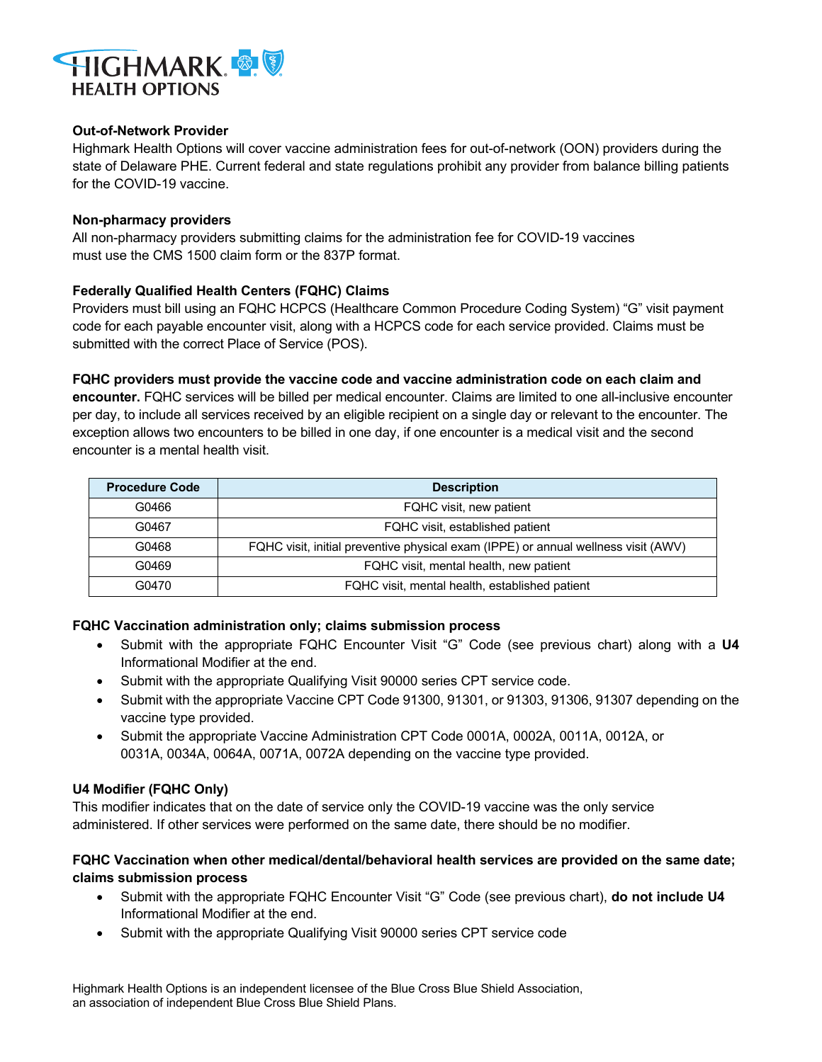**Out-of-Network Provider**

Highmark Health Options will cover vaccine administration fees for out-of-network (OON) providers during the state of Delaware PHE. Current federal and state regulations prohibit any provider from balance billing patients for the COVID-19 vaccine.

**Non-pharmacy providers**

All non-pharmacy providers submitting claims for the administration fee for COVID-19 vaccines must use the CMS 1500 claim form or the 837P format.

**Federally Qualified Health Centers (FQHC) Claims**

Providers must bill using an FQHC HCPCS (Healthcare Common Procedure Coding System) "G" visit payment code for each payable encounter visit, along with a HCPCS code for each service provided. Claims must be submitted with the correct Place of Service (POS).

**FQHC providers must provide the vaccine code and vaccine administration code on each claim and encounter.** FQHC services will be billed per medical encounter. Claims are limited to one all-inclusive encounter per day, to include all services received by an eligible recipient on a single day or relevant to the encounter. The exception allows two encounters to be billed in one day, if one encounter is a medical visit and the second encounter is a mental health visit.

| Procedure Code | Description |
|---|---|
| G0466 | FQHC visit, new patient |
| G0467 | FQHC visit, established patient |
| G0468 | FQHC visit, initial preventive physical exam (IPPE) or annual wellness visit (AWV) |
| G0469 | FQHC visit, mental health, new patient |
| G0470 | FQHC visit, mental health, established patient |

**FQHC Vaccination administration only; claims submission process**

- Submit with the appropriate FQHC Encounter Visit "G" Code (see previous chart) along with a **U4** Informational Modifier at the end.
- Submit with the appropriate Qualifying Visit 90000 series CPT service code.
- Submit with the appropriate Vaccine CPT Code 91300, 91301, or 91303, 91306, 91307 depending on the vaccine type provided.
- Submit the appropriate Vaccine Administration CPT Code 0001A, 0002A, 0011A, 0012A, or 0031A, 0034A, 0064A, 0071A, 0072A depending on the vaccine type provided.

**U4 Modifier (FQHC Only)**

This modifier indicates that on the date of service only the COVID-19 vaccine was the only service administered. If other services were performed on the same date, there should be no modifier.

**FQHC Vaccination when other medical/dental/behavioral health services are provided on the same date; claims submission process**

- Submit with the appropriate FQHC Encounter Visit "G" Code (see previous chart), **do not include U4** Informational Modifier at the end.
- Submit with the appropriate Qualifying Visit 90000 series CPT service code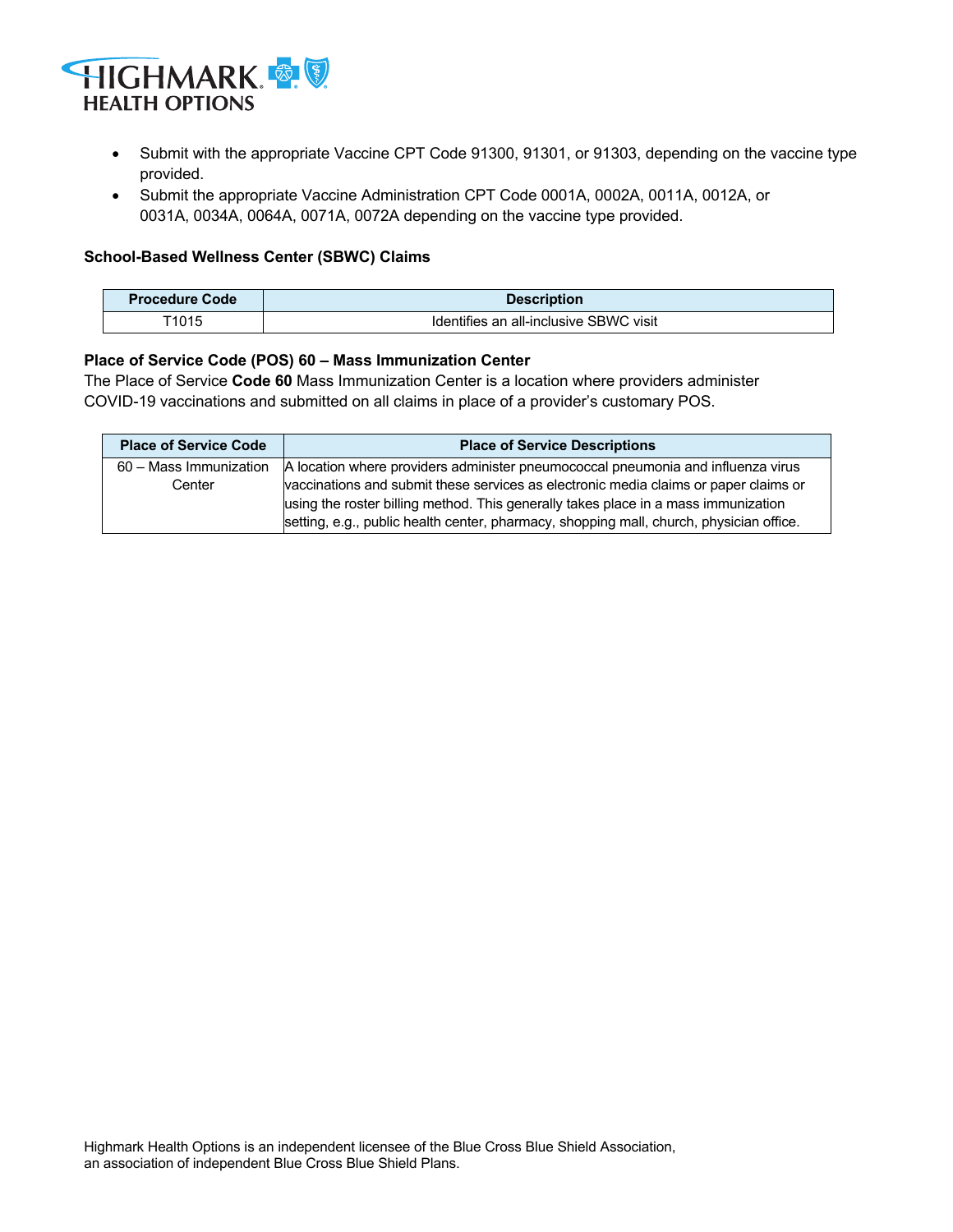- Submit with the appropriate Vaccine CPT Code 91300, 91301, or 91303, depending on the vaccine type provided.
- Submit the appropriate Vaccine Administration CPT Code 0001A, 0002A, 0011A, 0012A, or 0031A, 0034A, 0064A, 0071A, 0072A depending on the vaccine type provided.

**School-Based Wellness Center (SBWC) Claims**

| Procedure Code | Description |
|---|---|
| T1015 | Identifies an all-inclusive SBWC visit |

**Place of Service Code (POS) 60 – Mass Immunization Center**

The Place of Service **Code 60** Mass Immunization Center is a location where providers administer COVID-19 vaccinations and submitted on all claims in place of a provider's customary POS.

| Place of Service Code | Place of Service Descriptions |
|---|---|
| 60 – Mass Immunization Center | A location where providers administer pneumococcal pneumonia and influenza virus vaccinations and submit these services as electronic media claims or paper claims or using the roster billing method. This generally takes place in a mass immunization setting, e.g., public health center, pharmacy, shopping mall, church, physician office. |

Highmark Health Options is an independent licensee of the Blue Cross Blue Shield Association, an association of independent Blue Cross Blue Shield Plans.